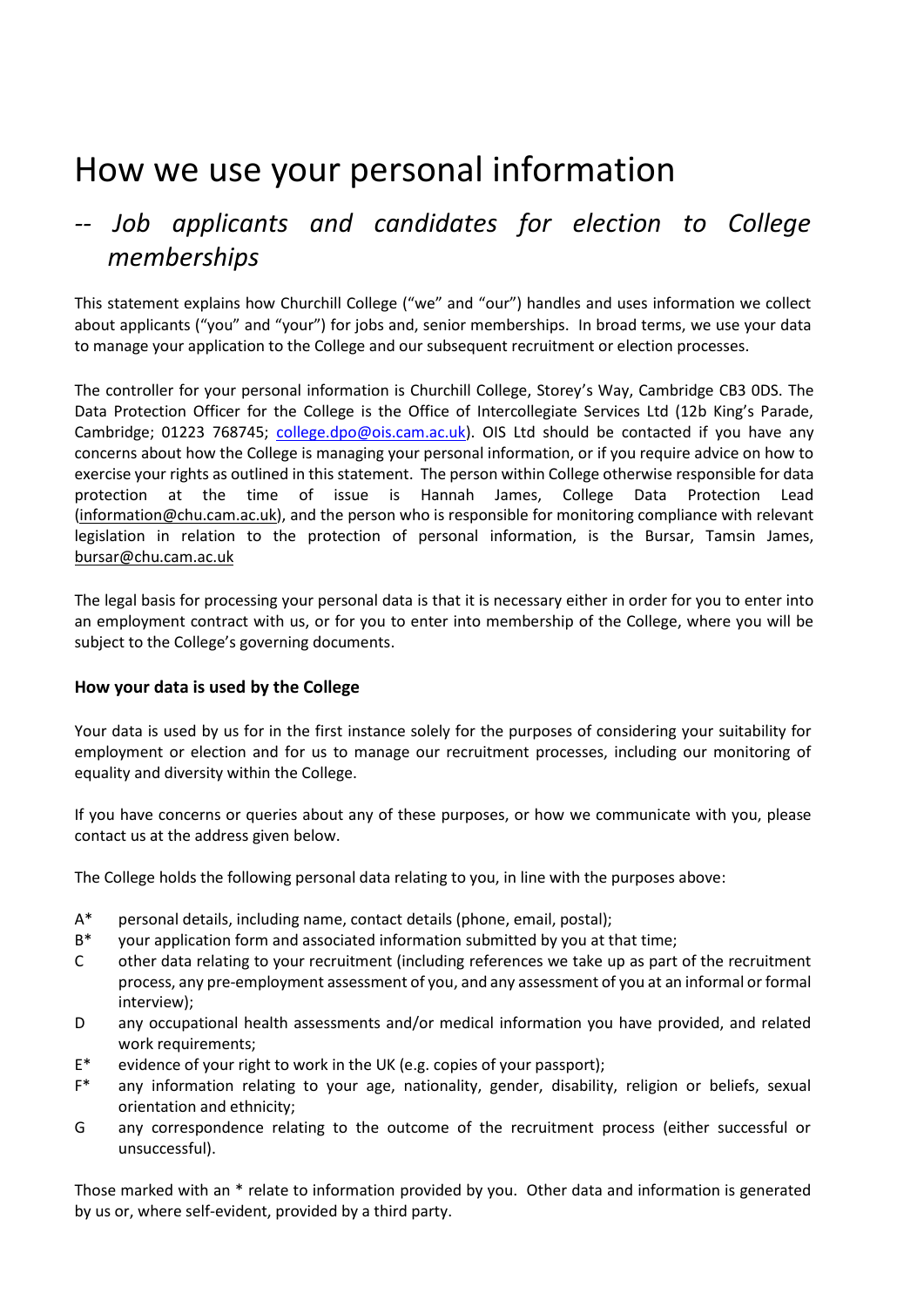# How we use your personal information

## -- *Job applicants and candidates for election to College memberships*

This statement explains how Churchill College ("we" and "our") handles and uses information we collect about applicants ("you" and "your") for jobs and, senior memberships. In broad terms, we use your data to manage your application to the College and our subsequent recruitment or election processes.

The controller for your personal information is Churchill College, Storey's Way, Cambridge CB3 0DS. The Data Protection Officer for the College is the Office of Intercollegiate Services Ltd (12b King's Parade, Cambridge; 01223 768745; college.dpo@ois.cam.ac.uk). OIS Ltd should be contacted if you have any concerns about how the College is managing your personal information, or if you require advice on how to exercise your rights as outlined in this statement. The person within College otherwise responsible for data protection at the time of issue is Hannah James, College Data Protection Lead (information@chu.cam.ac.uk), and the person who is responsible for monitoring compliance with relevant legislation in relation to the protection of personal information, is the Bursar, Tamsin James, bursar@chu.cam.ac.uk

The legal basis for processing your personal data is that it is necessary either in order for you to enter into an employment contract with us, or for you to enter into membership of the College, where you will be subject to the College's governing documents.

### How your data is used by the College

Your data is used by us for in the first instance solely for the purposes of considering your suitability for employment or election and for us to manage our recruitment processes, including our monitoring of equality and diversity within the College.

If you have concerns or queries about any of these purposes, or how we communicate with you, please contact us at the address given below.

The College holds the following personal data relating to you, in line with the purposes above:

- A* personal details, including name, contact details (phone, email, postal);
- B* your application form and associated information submitted by you at that time;
- C other data relating to your recruitment (including references we take up as part of the recruitment process, any pre-employment assessment of you, and any assessment of you at an informal or formal interview);
- D any occupational health assessments and/or medical information you have provided, and related work requirements;
- E* evidence of your right to work in the UK (e.g. copies of your passport);
- F* any information relating to your age, nationality, gender, disability, religion or beliefs, sexual orientation and ethnicity;
- G any correspondence relating to the outcome of the recruitment process (either successful or unsuccessful).

Those marked with an * relate to information provided by you. Other data and information is generated by us or, where self-evident, provided by a third party.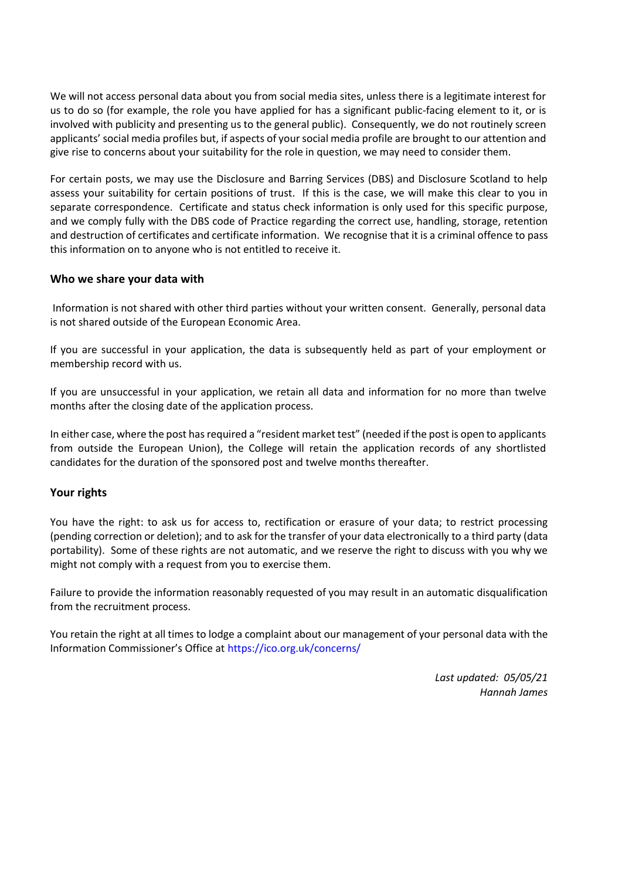We will not access personal data about you from social media sites, unless there is a legitimate interest for us to do so (for example, the role you have applied for has a significant public-facing element to it, or is involved with publicity and presenting us to the general public). Consequently, we do not routinely screen applicants' social media profiles but, if aspects of your social media profile are brought to our attention and give rise to concerns about your suitability for the role in question, we may need to consider them.

For certain posts, we may use the Disclosure and Barring Services (DBS) and Disclosure Scotland to help assess your suitability for certain positions of trust. If this is the case, we will make this clear to you in separate correspondence. Certificate and status check information is only used for this specific purpose, and we comply fully with the DBS code of Practice regarding the correct use, handling, storage, retention and destruction of certificates and certificate information. We recognise that it is a criminal offence to pass this information on to anyone who is not entitled to receive it.

## Who we share your data with

Information is not shared with other third parties without your written consent. Generally, personal data is not shared outside of the European Economic Area.

If you are successful in your application, the data is subsequently held as part of your employment or membership record with us.

If you are unsuccessful in your application, we retain all data and information for no more than twelve months after the closing date of the application process.

In either case, where the post has required a "resident market test" (needed if the post is open to applicants from outside the European Union), the College will retain the application records of any shortlisted candidates for the duration of the sponsored post and twelve months thereafter.

## Your rights

You have the right: to ask us for access to, rectification or erasure of your data; to restrict processing (pending correction or deletion); and to ask for the transfer of your data electronically to a third party (data portability). Some of these rights are not automatic, and we reserve the right to discuss with you why we might not comply with a request from you to exercise them.

Failure to provide the information reasonably requested of you may result in an automatic disqualification from the recruitment process.

You retain the right at all times to lodge a complaint about our management of your personal data with the Information Commissioner's Office at https://ico.org.uk/concerns/

*Last updated: 05/05/21*
*Hannah James*